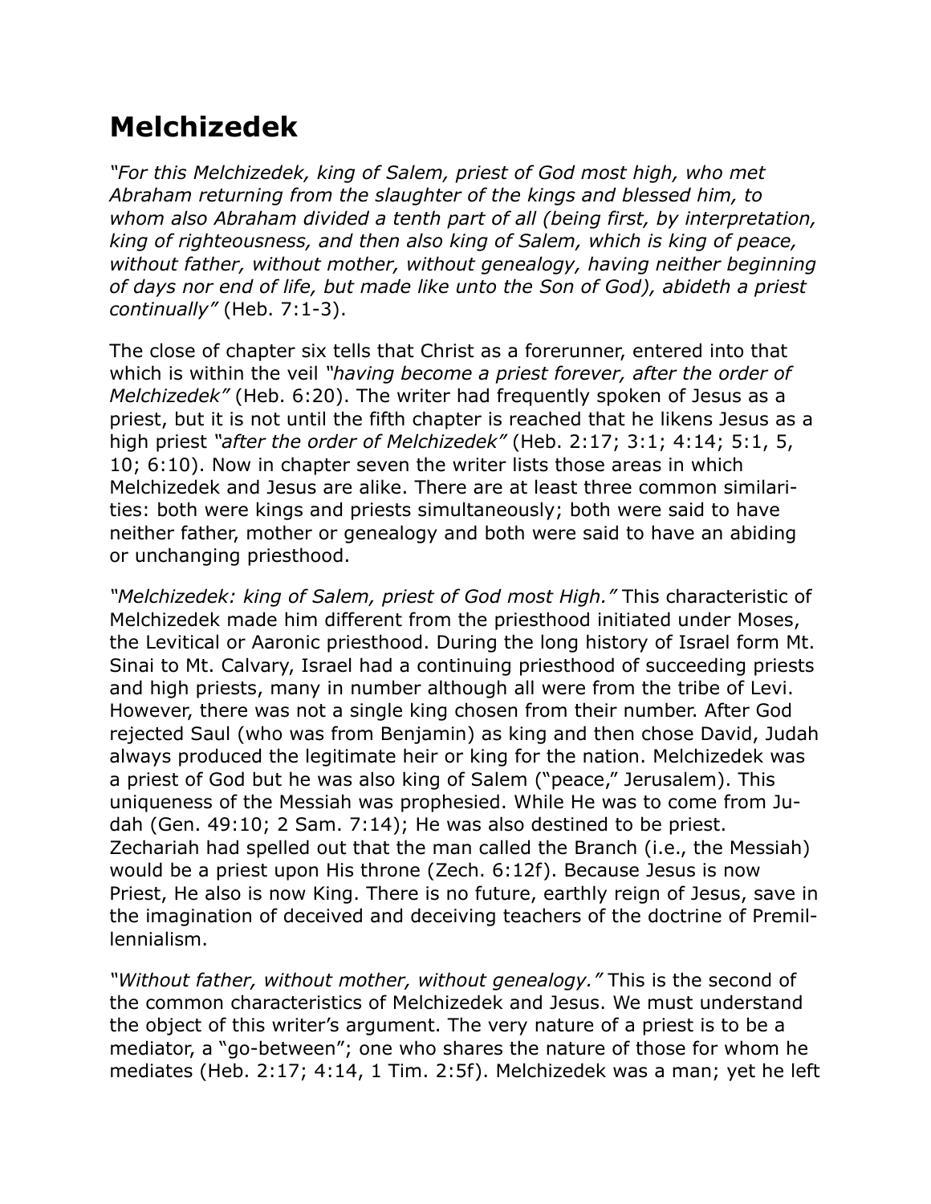# Melchizedek

*"For this Melchizedek, king of Salem, priest of God most high, who met Abraham returning from the slaughter of the kings and blessed him, to whom also Abraham divided a tenth part of all (being first, by interpretation, king of righteousness, and then also king of Salem, which is king of peace, without father, without mother, without genealogy, having neither beginning of days nor end of life, but made like unto the Son of God), abideth a priest continually"* (Heb. 7:1-3).

The close of chapter six tells that Christ as a forerunner, entered into that which is within the veil *"having become a priest forever, after the order of Melchizedek"* (Heb. 6:20). The writer had frequently spoken of Jesus as a priest, but it is not until the fifth chapter is reached that he likens Jesus as a high priest *"after the order of Melchizedek"* (Heb. 2:17; 3:1; 4:14; 5:1, 5, 10; 6:10). Now in chapter seven the writer lists those areas in which Melchizedek and Jesus are alike. There are at least three common similarities: both were kings and priests simultaneously; both were said to have neither father, mother or genealogy and both were said to have an abiding or unchanging priesthood.

*"Melchizedek: king of Salem, priest of God most High."* This characteristic of Melchizedek made him different from the priesthood initiated under Moses, the Levitical or Aaronic priesthood. During the long history of Israel form Mt. Sinai to Mt. Calvary, Israel had a continuing priesthood of succeeding priests and high priests, many in number although all were from the tribe of Levi. However, there was not a single king chosen from their number. After God rejected Saul (who was from Benjamin) as king and then chose David, Judah always produced the legitimate heir or king for the nation. Melchizedek was a priest of God but he was also king of Salem ("peace," Jerusalem). This uniqueness of the Messiah was prophesied. While He was to come from Judah (Gen. 49:10; 2 Sam. 7:14); He was also destined to be priest. Zechariah had spelled out that the man called the Branch (i.e., the Messiah) would be a priest upon His throne (Zech. 6:12f). Because Jesus is now Priest, He also is now King. There is no future, earthly reign of Jesus, save in the imagination of deceived and deceiving teachers of the doctrine of Premillennialism.

*"Without father, without mother, without genealogy."* This is the second of the common characteristics of Melchizedek and Jesus. We must understand the object of this writer's argument. The very nature of a priest is to be a mediator, a "go-between"; one who shares the nature of those for whom he mediates (Heb. 2:17; 4:14, 1 Tim. 2:5f). Melchizedek was a man; yet he left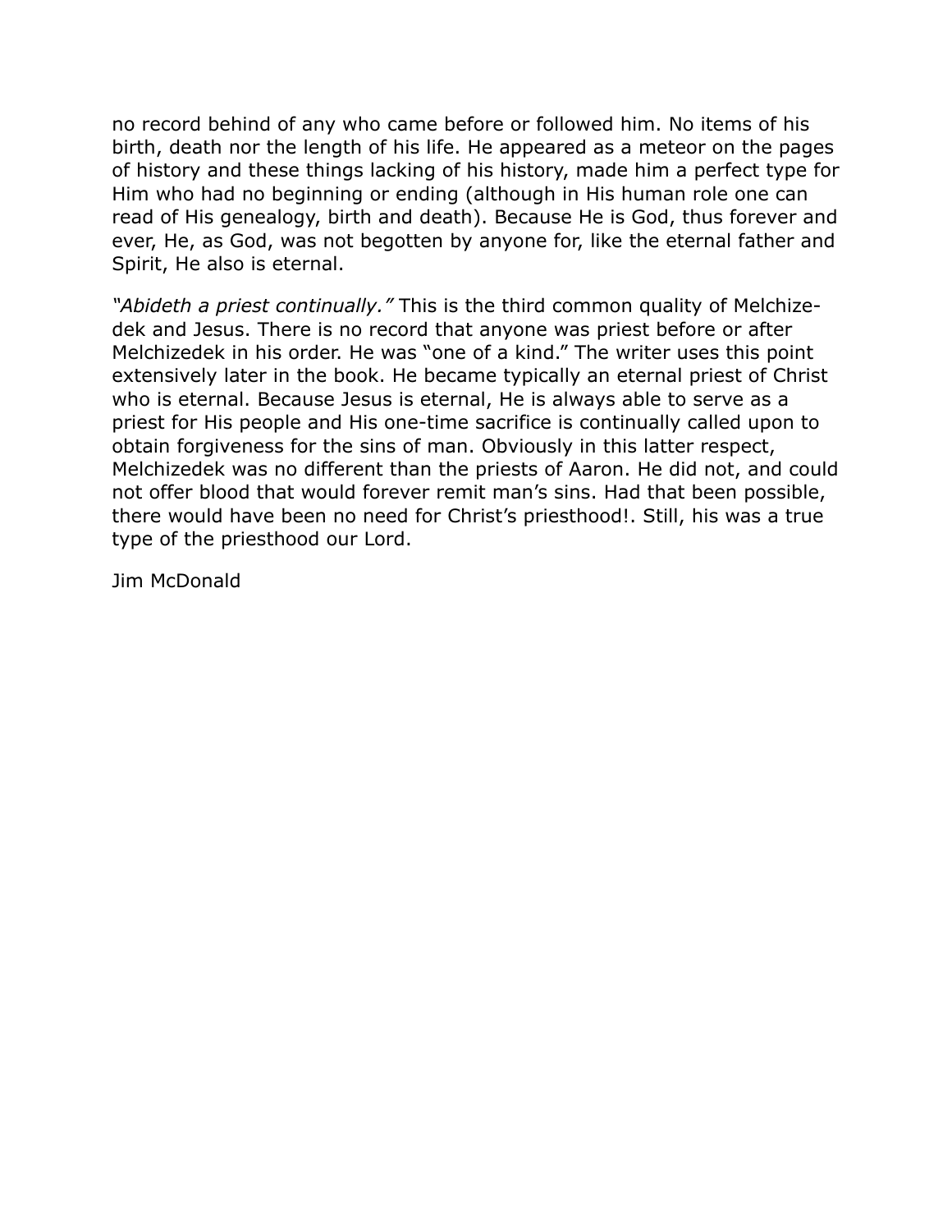no record behind of any who came before or followed him. No items of his birth, death nor the length of his life. He appeared as a meteor on the pages of history and these things lacking of his history, made him a perfect type for Him who had no beginning or ending (although in His human role one can read of His genealogy, birth and death). Because He is God, thus forever and ever, He, as God, was not begotten by anyone for, like the eternal father and Spirit, He also is eternal.

*"Abideth a priest continually."* This is the third common quality of Melchizedek and Jesus. There is no record that anyone was priest before or after Melchizedek in his order. He was "one of a kind." The writer uses this point extensively later in the book. He became typically an eternal priest of Christ who is eternal. Because Jesus is eternal, He is always able to serve as a priest for His people and His one-time sacrifice is continually called upon to obtain forgiveness for the sins of man. Obviously in this latter respect, Melchizedek was no different than the priests of Aaron. He did not, and could not offer blood that would forever remit man's sins. Had that been possible, there would have been no need for Christ's priesthood!. Still, his was a true type of the priesthood our Lord.

Jim McDonald